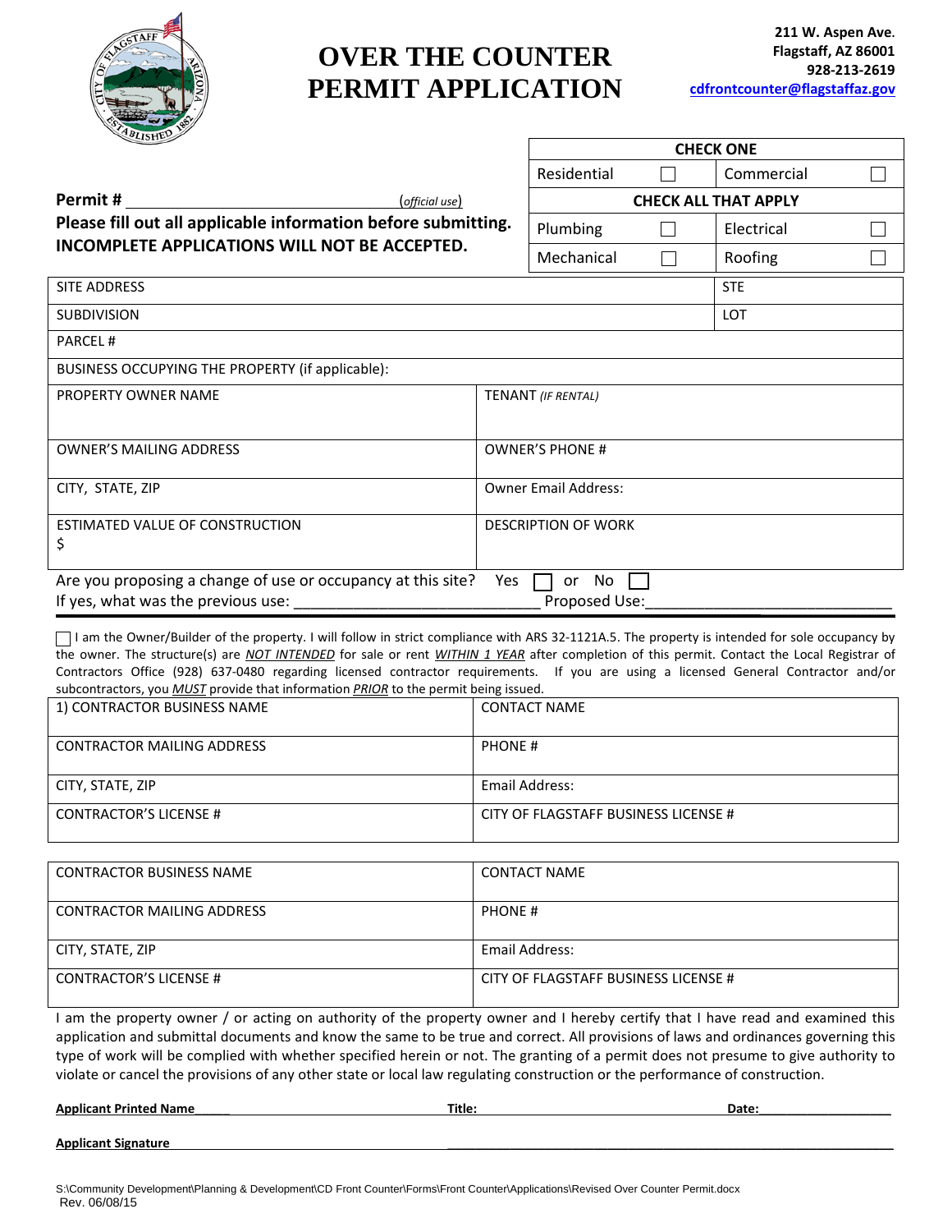# OVER THE COUNTER PERMIT APPLICATION

**211 W. Aspen Ave.**
**Flagstaff, AZ 86001**
**928-213-2619**
**cdfrontcounter@flagstaffaz.gov**

| CHECK ONE | | | |
|---|---|---|---|
| Residential | ☐ | Commercial | ☐ |
| **CHECK ALL THAT APPLY** | | | |
| Plumbing | ☐ | Electrical | ☐ |
| Mechanical | ☐ | Roofing | ☐ |

**Permit #** ______________________________ (*official use*)

**Please fill out all applicable information before submitting.**
**INCOMPLETE APPLICATIONS WILL NOT BE ACCEPTED.**

| SITE ADDRESS | STE |
|---|---|
| SUBDIVISION | LOT |
| PARCEL # | |
| BUSINESS OCCUPYING THE PROPERTY (if applicable): | |

| PROPERTY OWNER NAME | TENANT *(IF RENTAL)* |
|---|---|
| OWNER'S MAILING ADDRESS | OWNER'S PHONE # |
| CITY, STATE, ZIP | Owner Email Address: |
| ESTIMATED VALUE OF CONSTRUCTION $ | DESCRIPTION OF WORK |

Are you proposing a change of use or occupancy at this site? Yes ☐ or No ☐
If yes, what was the previous use: ____________________________ Proposed Use:____________________________

☐ I am the Owner/Builder of the property. I will follow in strict compliance with ARS 32-1121A.5. The property is intended for sole occupancy by the owner. The structure(s) are *NOT INTENDED* for sale or rent *WITHIN 1 YEAR* after completion of this permit. Contact the Local Registrar of Contractors Office (928) 637-0480 regarding licensed contractor requirements. If you are using a licensed General Contractor and/or subcontractors, you *MUST* provide that information *PRIOR* to the permit being issued.

| 1) CONTRACTOR BUSINESS NAME | CONTACT NAME |
|---|---|
| CONTRACTOR MAILING ADDRESS | PHONE # |
| CITY, STATE, ZIP | Email Address: |
| CONTRACTOR'S LICENSE # | CITY OF FLAGSTAFF BUSINESS LICENSE # |

| CONTRACTOR BUSINESS NAME | CONTACT NAME |
|---|---|
| CONTRACTOR MAILING ADDRESS | PHONE # |
| CITY, STATE, ZIP | Email Address: |
| CONTRACTOR'S LICENSE # | CITY OF FLAGSTAFF BUSINESS LICENSE # |

I am the property owner / or acting on authority of the property owner and I hereby certify that I have read and examined this application and submittal documents and know the same to be true and correct. All provisions of laws and ordinances governing this type of work will be complied with whether specified herein or not. The granting of a permit does not presume to give authority to violate or cancel the provisions of any other state or local law regulating construction or the performance of construction.

**Applicant Printed Name**______________________________ **Title:** ______________________________ **Date:**____________________

**Applicant Signature** ____________________________________________________________

S:\Community Development\Planning & Development\CD Front Counter\Forms\Front Counter\Applications\Revised Over Counter Permit.docx
Rev. 06/08/15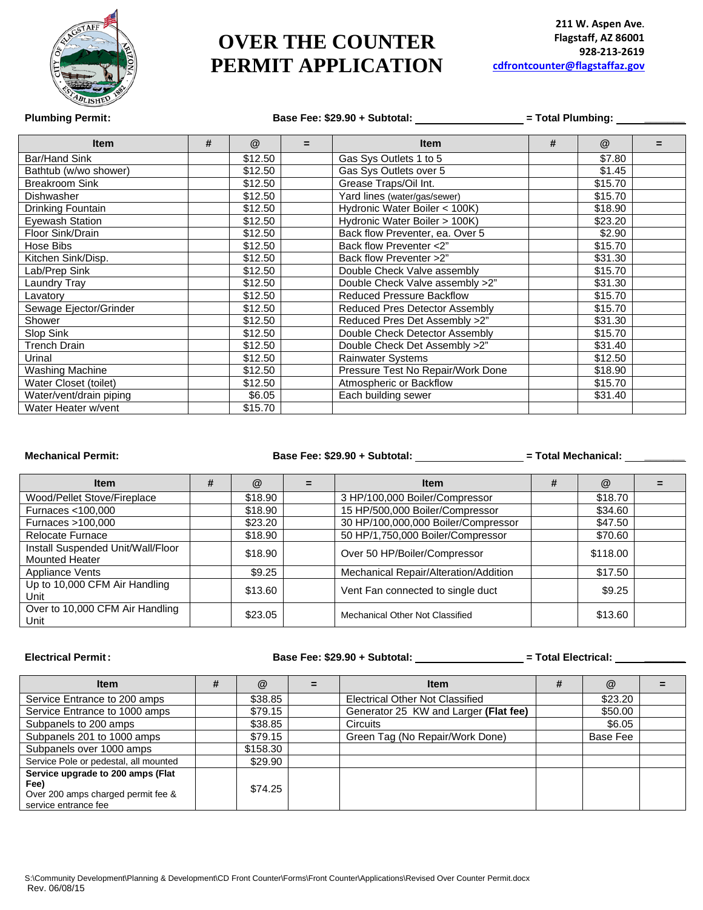# OVER THE COUNTER PERMIT APPLICATION

211 W. Aspen Ave.
Flagstaff, AZ 86001
928-213-2619
cdfrontcounter@flagstaffaz.gov

**Plumbing Permit:** **Base Fee: $29.90 + Subtotal: ________________ = Total Plumbing: ________**

| Item | # | @ | = | Item | # | @ | = |
|---|---|---|---|---|---|---|---|
| Bar/Hand Sink | | $12.50 | | Gas Sys Outlets 1 to 5 | | $7.80 | |
| Bathtub (w/wo shower) | | $12.50 | | Gas Sys Outlets over 5 | | $1.45 | |
| Breakroom Sink | | $12.50 | | Grease Traps/Oil Int. | | $15.70 | |
| Dishwasher | | $12.50 | | Yard lines (water/gas/sewer) | | $15.70 | |
| Drinking Fountain | | $12.50 | | Hydronic Water Boiler < 100K) | | $18.90 | |
| Eyewash Station | | $12.50 | | Hydronic Water Boiler > 100K) | | $23.20 | |
| Floor Sink/Drain | | $12.50 | | Back flow Preventer, ea. Over 5 | | $2.90 | |
| Hose Bibs | | $12.50 | | Back flow Preventer <2" | | $15.70 | |
| Kitchen Sink/Disp. | | $12.50 | | Back flow Preventer >2" | | $31.30 | |
| Lab/Prep Sink | | $12.50 | | Double Check Valve assembly | | $15.70 | |
| Laundry Tray | | $12.50 | | Double Check Valve assembly >2" | | $31.30 | |
| Lavatory | | $12.50 | | Reduced Pressure Backflow | | $15.70 | |
| Sewage Ejector/Grinder | | $12.50 | | Reduced Pres Detector Assembly | | $15.70 | |
| Shower | | $12.50 | | Reduced Pres Det Assembly >2" | | $31.30 | |
| Slop Sink | | $12.50 | | Double Check Detector Assembly | | $15.70 | |
| Trench Drain | | $12.50 | | Double Check Det Assembly >2" | | $31.40 | |
| Urinal | | $12.50 | | Rainwater Systems | | $12.50 | |
| Washing Machine | | $12.50 | | Pressure Test No Repair/Work Done | | $18.90 | |
| Water Closet (toilet) | | $12.50 | | Atmospheric or Backflow | | $15.70 | |
| Water/vent/drain piping | | $6.05 | | Each building sewer | | $31.40 | |
| Water Heater w/vent | | $15.70 | | | | | |

**Mechanical Permit:** **Base Fee: $29.90 + Subtotal: ________________ = Total Mechanical: ________**

| Item | # | @ | = | Item | # | @ | = |
|---|---|---|---|---|---|---|---|
| Wood/Pellet Stove/Fireplace | | $18.90 | | 3 HP/100,000 Boiler/Compressor | | $18.70 | |
| Furnaces <100,000 | | $18.90 | | 15 HP/500,000 Boiler/Compressor | | $34.60 | |
| Furnaces >100,000 | | $23.20 | | 30 HP/100,000,000 Boiler/Compressor | | $47.50 | |
| Relocate Furnace | | $18.90 | | 50 HP/1,750,000 Boiler/Compressor | | $70.60 | |
| Install Suspended Unit/Wall/Floor Mounted Heater | | $18.90 | | Over 50 HP/Boiler/Compressor | | $118.00 | |
| Appliance Vents | | $9.25 | | Mechanical Repair/Alteration/Addition | | $17.50 | |
| Up to 10,000 CFM Air Handling Unit | | $13.60 | | Vent Fan connected to single duct | | $9.25 | |
| Over to 10,000 CFM Air Handling Unit | | $23.05 | | Mechanical Other Not Classified | | $13.60 | |

**Electrical Permit:** **Base Fee: $29.90 + Subtotal: ________________ = Total Electrical: ________**

| Item | # | @ | = | Item | # | @ | = |
|---|---|---|---|---|---|---|---|
| Service Entrance to 200 amps | | $38.85 | | Electrical Other Not Classified | | $23.20 | |
| Service Entrance to 1000 amps | | $79.15 | | Generator 25 KW and Larger **(Flat fee)** | | $50.00 | |
| Subpanels to 200 amps | | $38.85 | | Circuits | | $6.05 | |
| Subpanels 201 to 1000 amps | | $79.15 | | Green Tag (No Repair/Work Done) | | Base Fee | |
| Subpanels over 1000 amps | | $158.30 | | | | | |
| Service Pole or pedestal, all mounted | | $29.90 | | | | | |
| **Service upgrade to 200 amps (Flat Fee)** Over 200 amps charged permit fee & service entrance fee | | $74.25 | | | | | |

S:\Community Development\Planning & Development\CD Front Counter\Forms\Front Counter\Applications\Revised Over Counter Permit.docx
Rev. 06/08/15